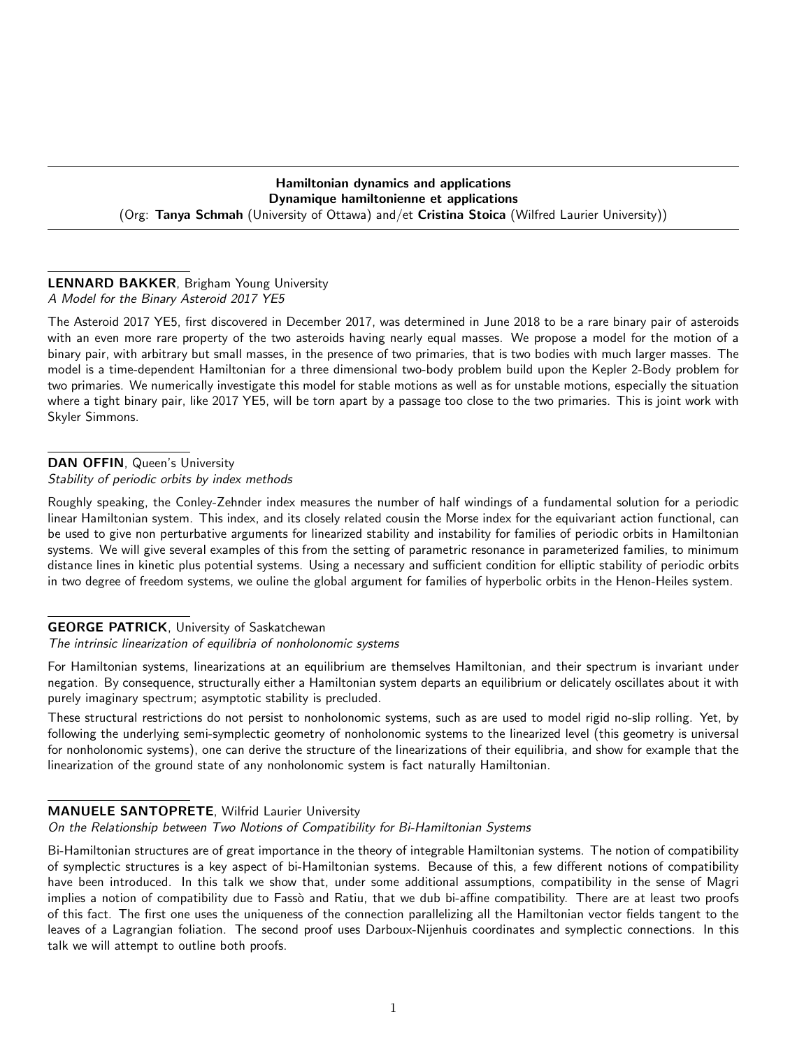## Hamiltonian dynamics and applications
## Dynamique hamiltonienne et applications

(Org: **Tanya Schmah** (University of Ottawa) and/et **Cristina Stoica** (Wilfred Laurier University))

---

**LENNARD BAKKER**, Brigham Young University
*A Model for the Binary Asteroid 2017 YE5*

The Asteroid 2017 YE5, first discovered in December 2017, was determined in June 2018 to be a rare binary pair of asteroids with an even more rare property of the two asteroids having nearly equal masses. We propose a model for the motion of a binary pair, with arbitrary but small masses, in the presence of two primaries, that is two bodies with much larger masses. The model is a time-dependent Hamiltonian for a three dimensional two-body problem build upon the Kepler 2-Body problem for two primaries. We numerically investigate this model for stable motions as well as for unstable motions, especially the situation where a tight binary pair, like 2017 YE5, will be torn apart by a passage too close to the two primaries. This is joint work with Skyler Simmons.

---

**DAN OFFIN**, Queen's University
*Stability of periodic orbits by index methods*

Roughly speaking, the Conley-Zehnder index measures the number of half windings of a fundamental solution for a periodic linear Hamiltonian system. This index, and its closely related cousin the Morse index for the equivariant action functional, can be used to give non perturbative arguments for linearized stability and instability for families of periodic orbits in Hamiltonian systems. We will give several examples of this from the setting of parametric resonance in parameterized families, to minimum distance lines in kinetic plus potential systems. Using a necessary and sufficient condition for elliptic stability of periodic orbits in two degree of freedom systems, we ouline the global argument for families of hyperbolic orbits in the Henon-Heiles system.

---

**GEORGE PATRICK**, University of Saskatchewan
*The intrinsic linearization of equilibria of nonholonomic systems*

For Hamiltonian systems, linearizations at an equilibrium are themselves Hamiltonian, and their spectrum is invariant under negation. By consequence, structurally either a Hamiltonian system departs an equilibrium or delicately oscillates about it with purely imaginary spectrum; asymptotic stability is precluded.

These structural restrictions do not persist to nonholonomic systems, such as are used to model rigid no-slip rolling. Yet, by following the underlying semi-symplectic geometry of nonholonomic systems to the linearized level (this geometry is universal for nonholonomic systems), one can derive the structure of the linearizations of their equilibria, and show for example that the linearization of the ground state of any nonholonomic system is fact naturally Hamiltonian.

---

**MANUELE SANTOPRETE**, Wilfrid Laurier University
*On the Relationship between Two Notions of Compatibility for Bi-Hamiltonian Systems*

Bi-Hamiltonian structures are of great importance in the theory of integrable Hamiltonian systems. The notion of compatibility of symplectic structures is a key aspect of bi-Hamiltonian systems. Because of this, a few different notions of compatibility have been introduced. In this talk we show that, under some additional assumptions, compatibility in the sense of Magri implies a notion of compatibility due to Fassò and Ratiu, that we dub bi-affine compatibility. There are at least two proofs of this fact. The first one uses the uniqueness of the connection parallelizing all the Hamiltonian vector fields tangent to the leaves of a Lagrangian foliation. The second proof uses Darboux-Nijenhuis coordinates and symplectic connections. In this talk we will attempt to outline both proofs.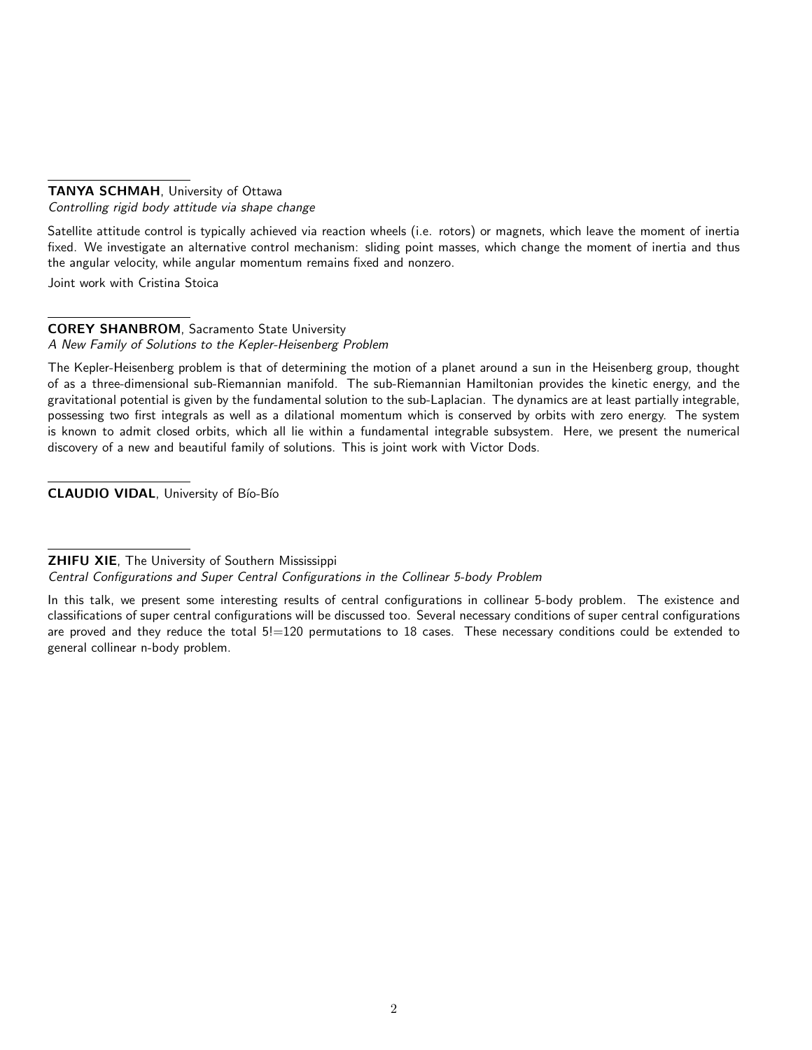**TANYA SCHMAH**, University of Ottawa
*Controlling rigid body attitude via shape change*

Satellite attitude control is typically achieved via reaction wheels (i.e. rotors) or magnets, which leave the moment of inertia fixed. We investigate an alternative control mechanism: sliding point masses, which change the moment of inertia and thus the angular velocity, while angular momentum remains fixed and nonzero.

Joint work with Cristina Stoica

**COREY SHANBROM**, Sacramento State University
*A New Family of Solutions to the Kepler-Heisenberg Problem*

The Kepler-Heisenberg problem is that of determining the motion of a planet around a sun in the Heisenberg group, thought of as a three-dimensional sub-Riemannian manifold. The sub-Riemannian Hamiltonian provides the kinetic energy, and the gravitational potential is given by the fundamental solution to the sub-Laplacian. The dynamics are at least partially integrable, possessing two first integrals as well as a dilational momentum which is conserved by orbits with zero energy. The system is known to admit closed orbits, which all lie within a fundamental integrable subsystem. Here, we present the numerical discovery of a new and beautiful family of solutions. This is joint work with Victor Dods.

**CLAUDIO VIDAL**, University of Bío-Bío

**ZHIFU XIE**, The University of Southern Mississippi
*Central Configurations and Super Central Configurations in the Collinear 5-body Problem*

In this talk, we present some interesting results of central configurations in collinear 5-body problem. The existence and classifications of super central configurations will be discussed too. Several necessary conditions of super central configurations are proved and they reduce the total 5!=120 permutations to 18 cases. These necessary conditions could be extended to general collinear n-body problem.